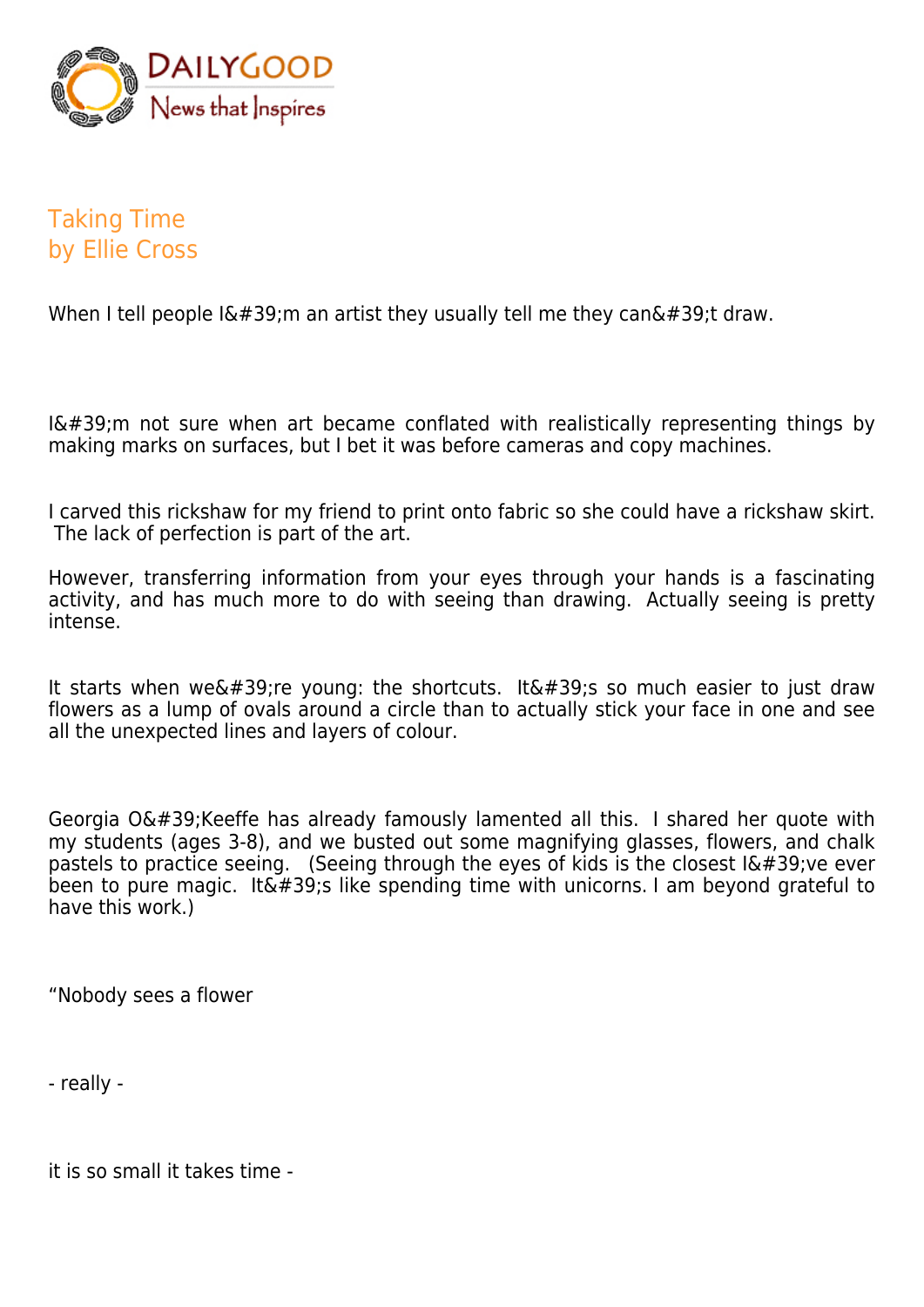## Taking Time
## by Ellie Cross

When I tell people I&#39;m an artist they usually tell me they can&#39;t draw.

I&#39;m not sure when art became conflated with realistically representing things by making marks on surfaces, but I bet it was before cameras and copy machines.

I carved this rickshaw for my friend to print onto fabric so she could have a rickshaw skirt. The lack of perfection is part of the art.

However, transferring information from your eyes through your hands is a fascinating activity, and has much more to do with seeing than drawing. Actually seeing is pretty intense.

It starts when we&#39;re young: the shortcuts. It&#39;s so much easier to just draw flowers as a lump of ovals around a circle than to actually stick your face in one and see all the unexpected lines and layers of colour.

Georgia O&#39;Keeffe has already famously lamented all this. I shared her quote with my students (ages 3-8), and we busted out some magnifying glasses, flowers, and chalk pastels to practice seeing. (Seeing through the eyes of kids is the closest I&#39;ve ever been to pure magic. It&#39;s like spending time with unicorns. I am beyond grateful to have this work.)

"Nobody sees a flower

- really -

it is so small it takes time -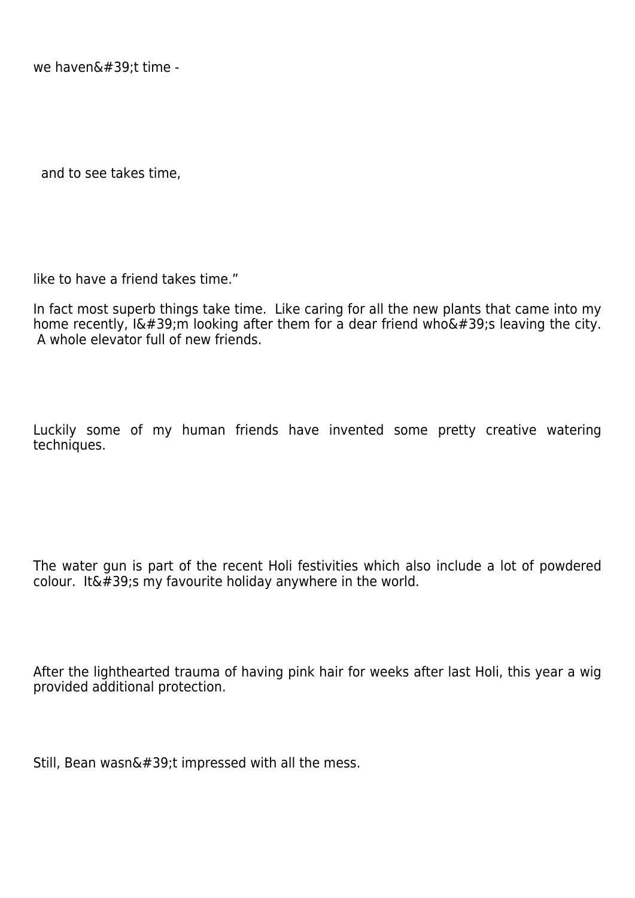we haven&#39;t time -

and to see takes time,

like to have a friend takes time."

In fact most superb things take time.  Like caring for all the new plants that came into my home recently, I&#39;m looking after them for a dear friend who&#39;s leaving the city.  A whole elevator full of new friends.

Luckily some of my human friends have invented some pretty creative watering techniques.

The water gun is part of the recent Holi festivities which also include a lot of powdered colour.  It&#39;s my favourite holiday anywhere in the world.

After the lighthearted trauma of having pink hair for weeks after last Holi, this year a wig provided additional protection.

Still, Bean wasn&#39;t impressed with all the mess.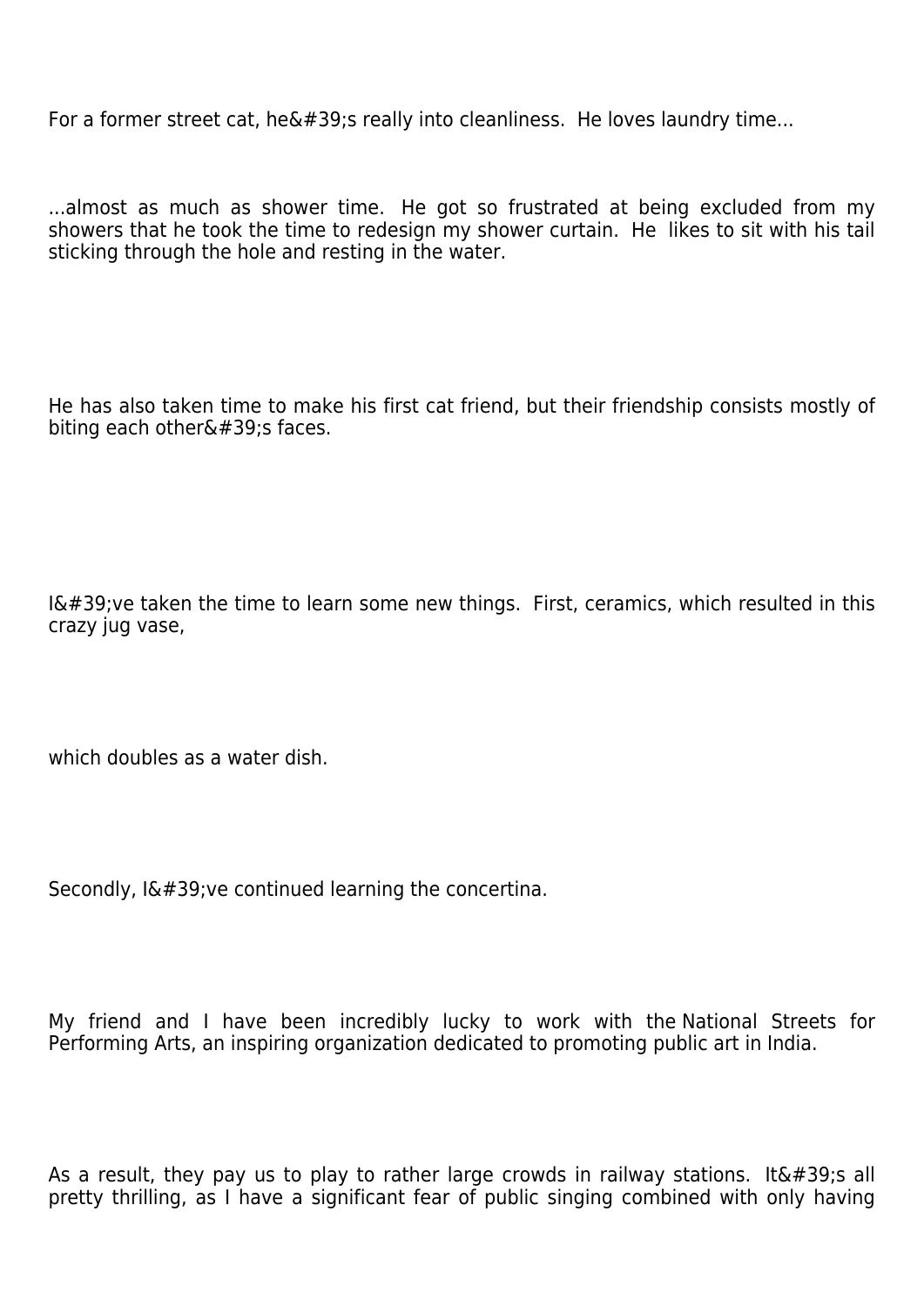For a former street cat, he&#39;s really into cleanliness.  He loves laundry time...

...almost as much as shower time.  He got so frustrated at being excluded from my showers that he took the time to redesign my shower curtain.  He  likes to sit with his tail sticking through the hole and resting in the water.

He has also taken time to make his first cat friend, but their friendship consists mostly of biting each other&#39;s faces.

I&#39;ve taken the time to learn some new things.  First, ceramics, which resulted in this crazy jug vase,

which doubles as a water dish.

Secondly, I&#39;ve continued learning the concertina.

My friend and I have been incredibly lucky to work with the National Streets for Performing Arts, an inspiring organization dedicated to promoting public art in India.

As a result, they pay us to play to rather large crowds in railway stations.  It&#39;s all pretty thrilling, as I have a significant fear of public singing combined with only having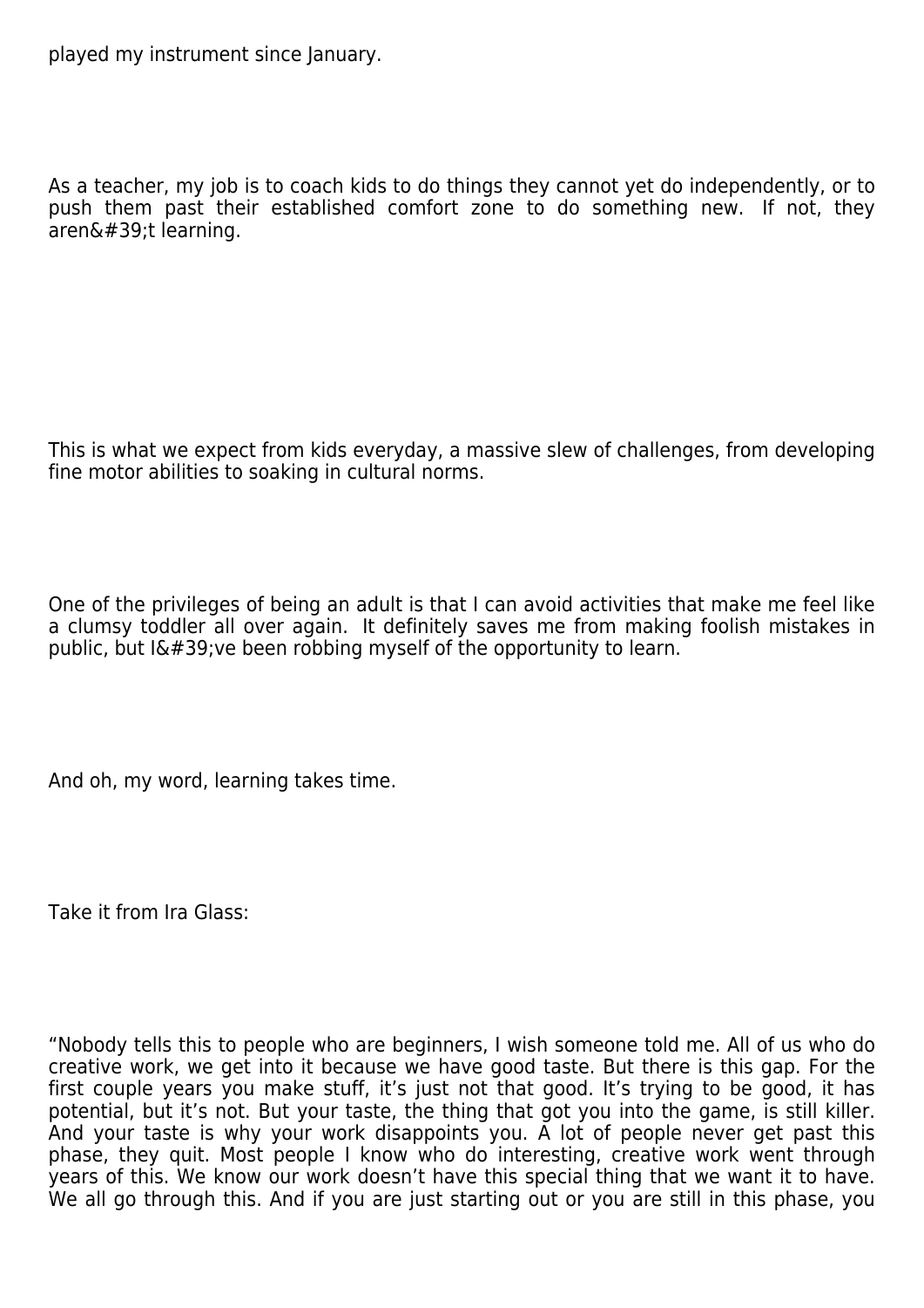played my instrument since January.

As a teacher, my job is to coach kids to do things they cannot yet do independently, or to push them past their established comfort zone to do something new.  If not, they aren&#39;t learning.

This is what we expect from kids everyday, a massive slew of challenges, from developing fine motor abilities to soaking in cultural norms.

One of the privileges of being an adult is that I can avoid activities that make me feel like a clumsy toddler all over again.  It definitely saves me from making foolish mistakes in public, but I&#39;ve been robbing myself of the opportunity to learn.

And oh, my word, learning takes time.

Take it from Ira Glass:

“Nobody tells this to people who are beginners, I wish someone told me. All of us who do creative work, we get into it because we have good taste. But there is this gap. For the first couple years you make stuff, it’s just not that good. It’s trying to be good, it has potential, but it’s not. But your taste, the thing that got you into the game, is still killer. And your taste is why your work disappoints you. A lot of people never get past this phase, they quit. Most people I know who do interesting, creative work went through years of this. We know our work doesn’t have this special thing that we want it to have. We all go through this. And if you are just starting out or you are still in this phase, you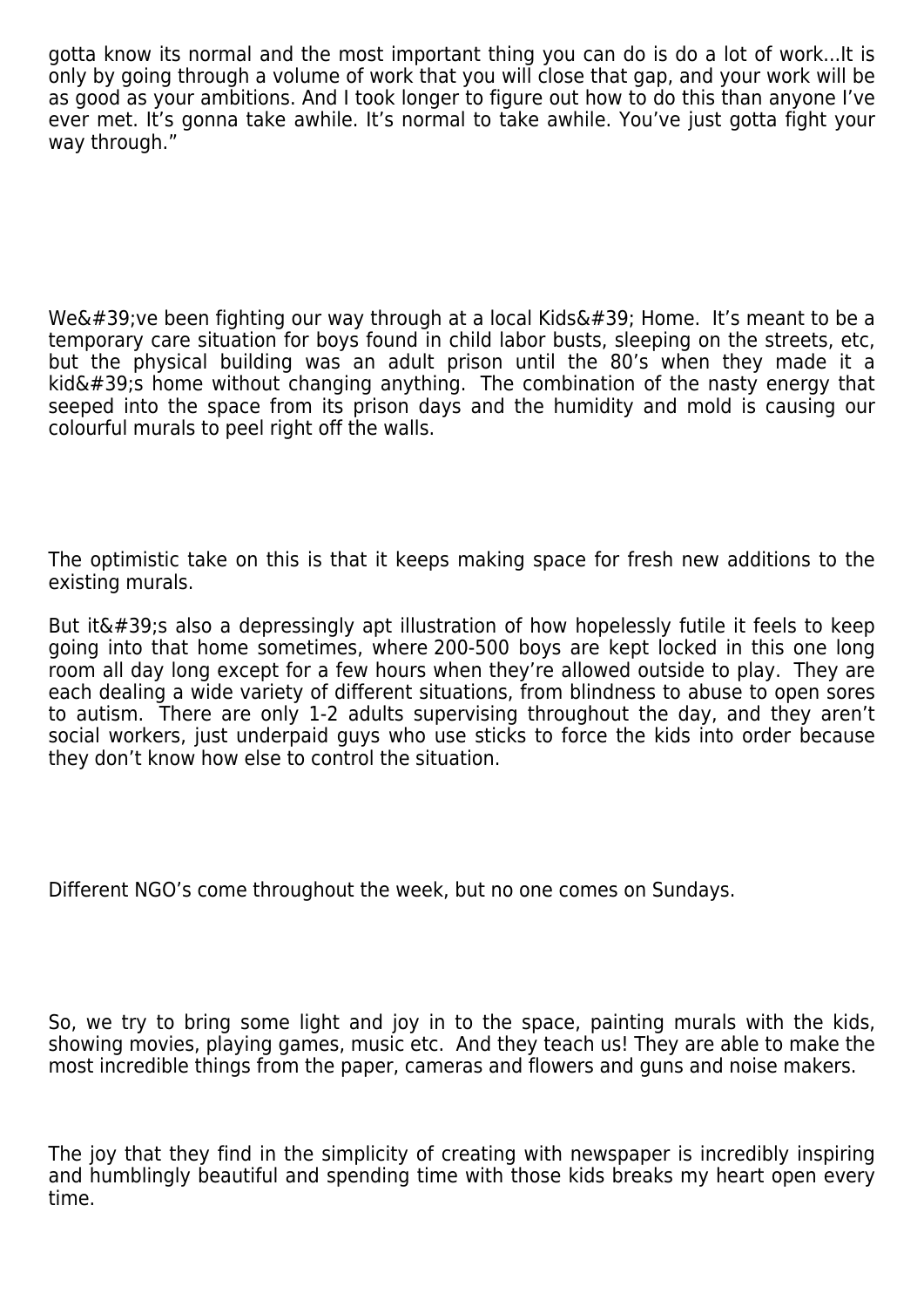gotta know its normal and the most important thing you can do is do a lot of work...It is only by going through a volume of work that you will close that gap, and your work will be as good as your ambitions. And I took longer to figure out how to do this than anyone I've ever met. It's gonna take awhile. It's normal to take awhile. You've just gotta fight your way through."

We&#39;ve been fighting our way through at a local Kids&#39; Home. It's meant to be a temporary care situation for boys found in child labor busts, sleeping on the streets, etc, but the physical building was an adult prison until the 80's when they made it a kid&#39;s home without changing anything. The combination of the nasty energy that seeped into the space from its prison days and the humidity and mold is causing our colourful murals to peel right off the walls.

The optimistic take on this is that it keeps making space for fresh new additions to the existing murals.

But it&#39;s also a depressingly apt illustration of how hopelessly futile it feels to keep going into that home sometimes, where 200-500 boys are kept locked in this one long room all day long except for a few hours when they're allowed outside to play. They are each dealing a wide variety of different situations, from blindness to abuse to open sores to autism. There are only 1-2 adults supervising throughout the day, and they aren't social workers, just underpaid guys who use sticks to force the kids into order because they don't know how else to control the situation.

Different NGO's come throughout the week, but no one comes on Sundays.

So, we try to bring some light and joy in to the space, painting murals with the kids, showing movies, playing games, music etc. And they teach us! They are able to make the most incredible things from the paper, cameras and flowers and guns and noise makers.

The joy that they find in the simplicity of creating with newspaper is incredibly inspiring and humblingly beautiful and spending time with those kids breaks my heart open every time.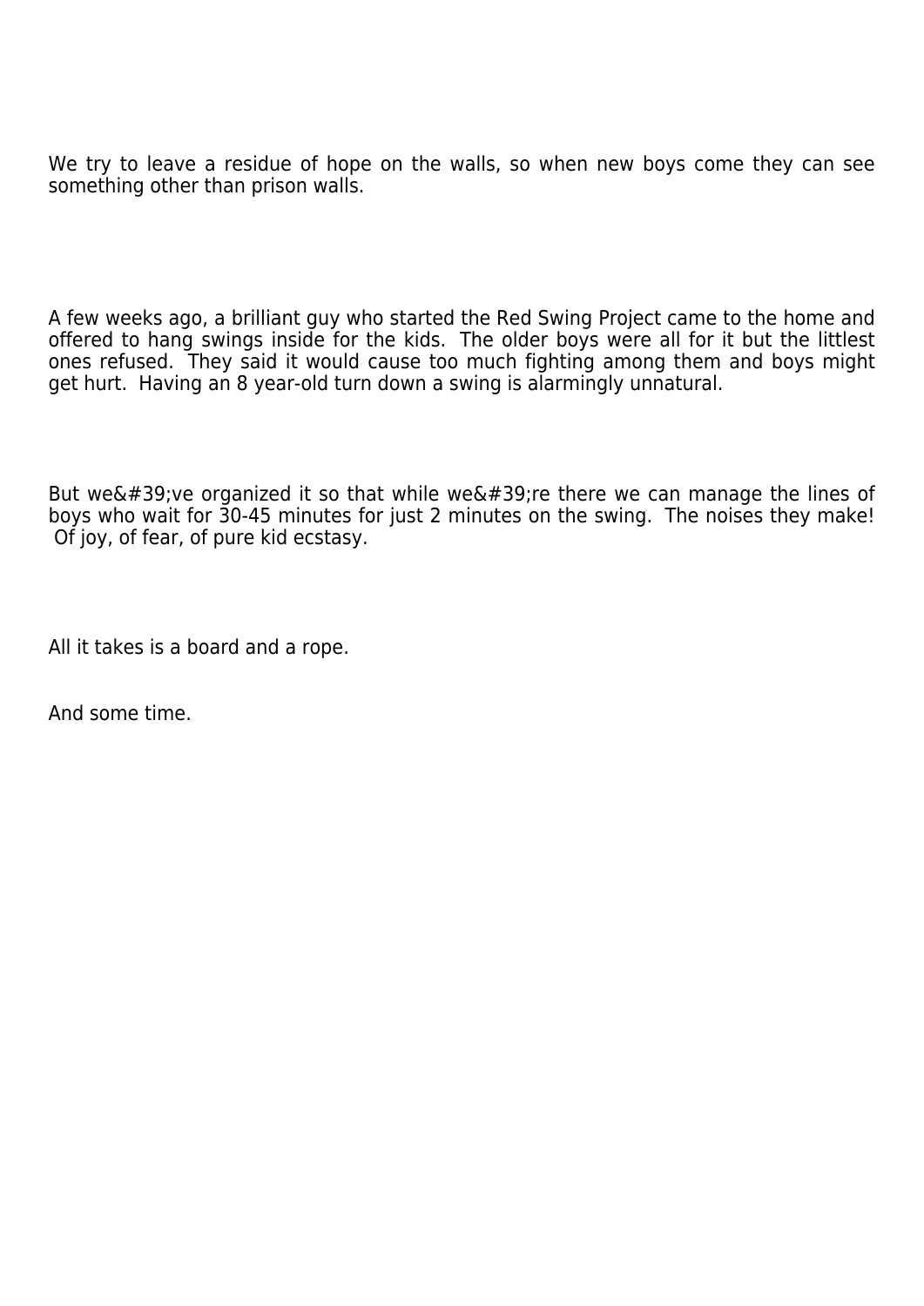We try to leave a residue of hope on the walls, so when new boys come they can see something other than prison walls.

A few weeks ago, a brilliant guy who started the Red Swing Project came to the home and offered to hang swings inside for the kids. The older boys were all for it but the littlest ones refused. They said it would cause too much fighting among them and boys might get hurt. Having an 8 year-old turn down a swing is alarmingly unnatural.

But we&#39;ve organized it so that while we&#39;re there we can manage the lines of boys who wait for 30-45 minutes for just 2 minutes on the swing. The noises they make! Of joy, of fear, of pure kid ecstasy.

All it takes is a board and a rope.

And some time.